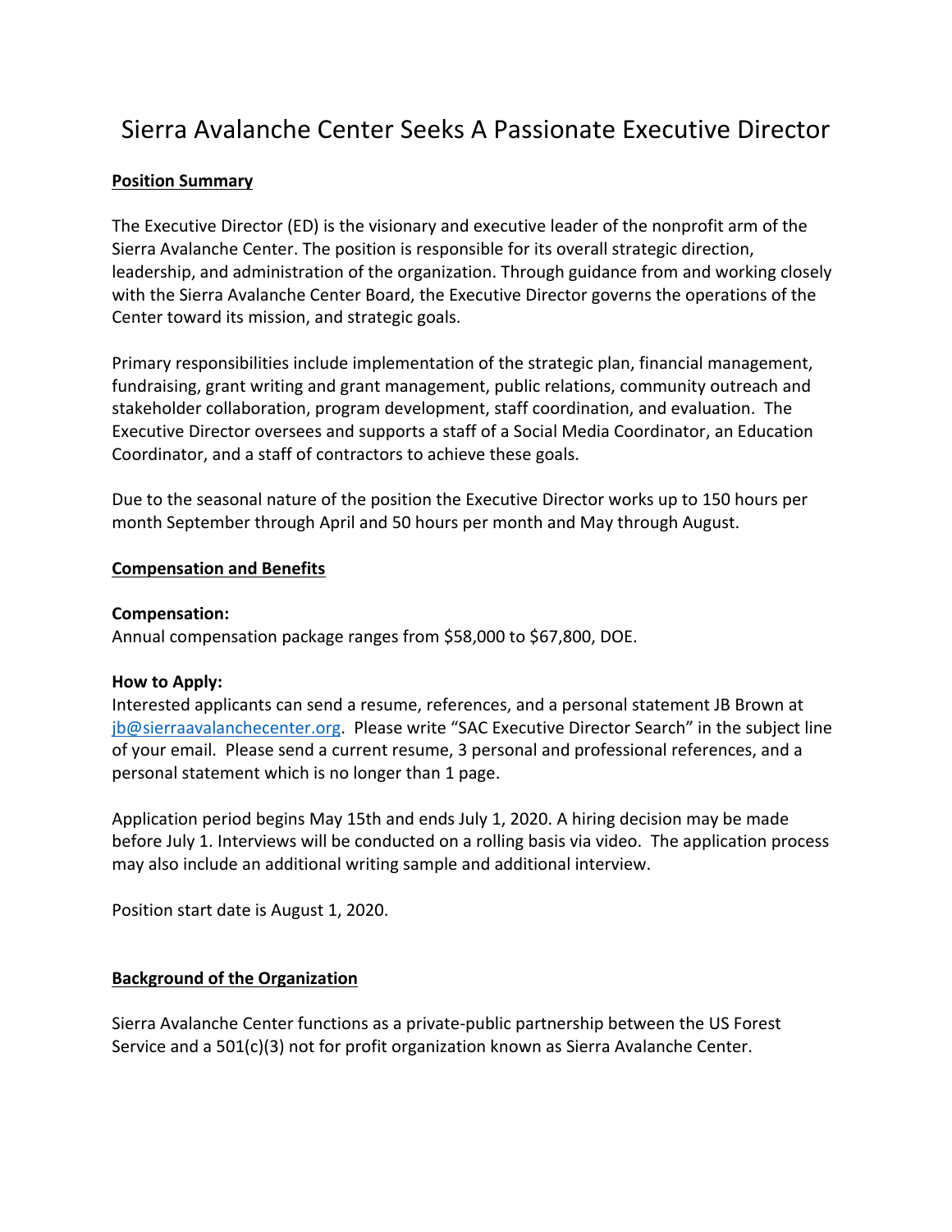# Sierra Avalanche Center Seeks A Passionate Executive Director

## Position Summary

The Executive Director (ED) is the visionary and executive leader of the nonprofit arm of the Sierra Avalanche Center. The position is responsible for its overall strategic direction, leadership, and administration of the organization. Through guidance from and working closely with the Sierra Avalanche Center Board, the Executive Director governs the operations of the Center toward its mission, and strategic goals.

Primary responsibilities include implementation of the strategic plan, financial management, fundraising, grant writing and grant management, public relations, community outreach and stakeholder collaboration, program development, staff coordination, and evaluation. The Executive Director oversees and supports a staff of a Social Media Coordinator, an Education Coordinator, and a staff of contractors to achieve these goals.

Due to the seasonal nature of the position the Executive Director works up to 150 hours per month September through April and 50 hours per month and May through August.

## Compensation and Benefits

**Compensation:**
Annual compensation package ranges from $58,000 to $67,800, DOE.

**How to Apply:**
Interested applicants can send a resume, references, and a personal statement JB Brown at jb@sierraavalanchecenter.org. Please write "SAC Executive Director Search" in the subject line of your email. Please send a current resume, 3 personal and professional references, and a personal statement which is no longer than 1 page.

Application period begins May 15th and ends July 1, 2020. A hiring decision may be made before July 1. Interviews will be conducted on a rolling basis via video. The application process may also include an additional writing sample and additional interview.

Position start date is August 1, 2020.

## Background of the Organization

Sierra Avalanche Center functions as a private-public partnership between the US Forest Service and a 501(c)(3) not for profit organization known as Sierra Avalanche Center.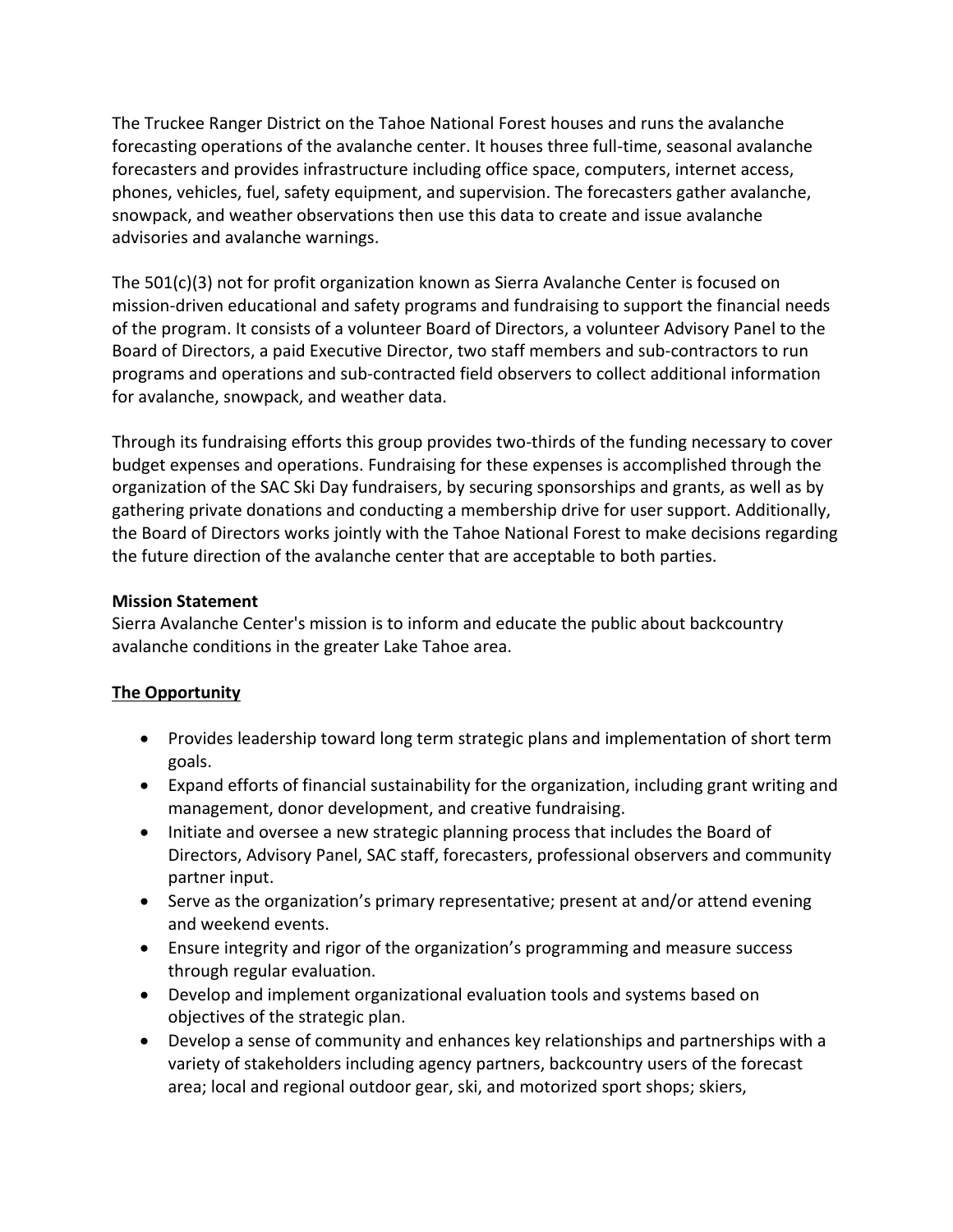The Truckee Ranger District on the Tahoe National Forest houses and runs the avalanche forecasting operations of the avalanche center. It houses three full-time, seasonal avalanche forecasters and provides infrastructure including office space, computers, internet access, phones, vehicles, fuel, safety equipment, and supervision. The forecasters gather avalanche, snowpack, and weather observations then use this data to create and issue avalanche advisories and avalanche warnings.

The 501(c)(3) not for profit organization known as Sierra Avalanche Center is focused on mission-driven educational and safety programs and fundraising to support the financial needs of the program. It consists of a volunteer Board of Directors, a volunteer Advisory Panel to the Board of Directors, a paid Executive Director, two staff members and sub-contractors to run programs and operations and sub-contracted field observers to collect additional information for avalanche, snowpack, and weather data.

Through its fundraising efforts this group provides two-thirds of the funding necessary to cover budget expenses and operations. Fundraising for these expenses is accomplished through the organization of the SAC Ski Day fundraisers, by securing sponsorships and grants, as well as by gathering private donations and conducting a membership drive for user support. Additionally, the Board of Directors works jointly with the Tahoe National Forest to make decisions regarding the future direction of the avalanche center that are acceptable to both parties.

**Mission Statement**
Sierra Avalanche Center's mission is to inform and educate the public about backcountry avalanche conditions in the greater Lake Tahoe area.

**The Opportunity**

- Provides leadership toward long term strategic plans and implementation of short term goals.
- Expand efforts of financial sustainability for the organization, including grant writing and management, donor development, and creative fundraising.
- Initiate and oversee a new strategic planning process that includes the Board of Directors, Advisory Panel, SAC staff, forecasters, professional observers and community partner input.
- Serve as the organization's primary representative; present at and/or attend evening and weekend events.
- Ensure integrity and rigor of the organization's programming and measure success through regular evaluation.
- Develop and implement organizational evaluation tools and systems based on objectives of the strategic plan.
- Develop a sense of community and enhances key relationships and partnerships with a variety of stakeholders including agency partners, backcountry users of the forecast area; local and regional outdoor gear, ski, and motorized sport shops; skiers,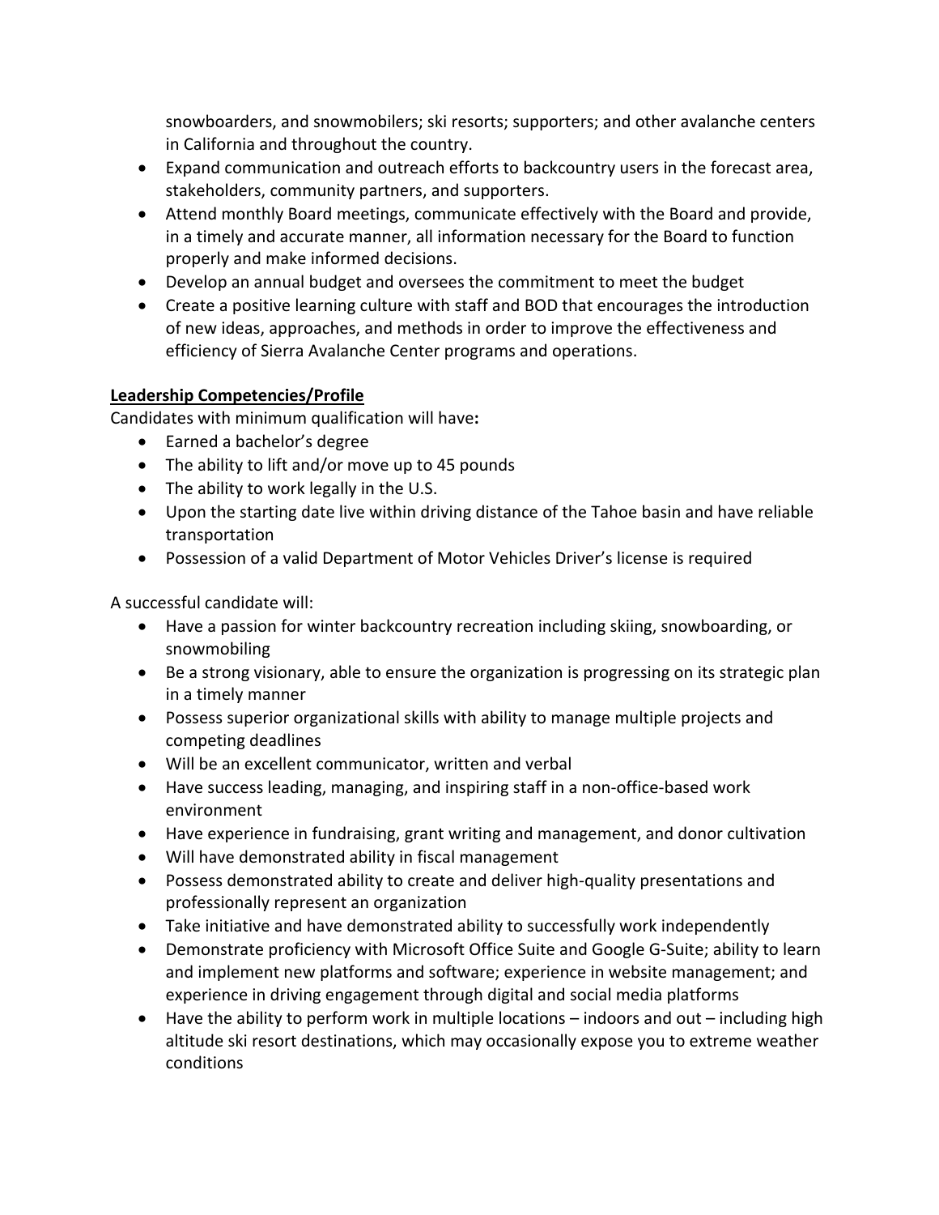snowboarders, and snowmobilers; ski resorts; supporters; and other avalanche centers in California and throughout the country.

- Expand communication and outreach efforts to backcountry users in the forecast area, stakeholders, community partners, and supporters.
- Attend monthly Board meetings, communicate effectively with the Board and provide, in a timely and accurate manner, all information necessary for the Board to function properly and make informed decisions.
- Develop an annual budget and oversees the commitment to meet the budget
- Create a positive learning culture with staff and BOD that encourages the introduction of new ideas, approaches, and methods in order to improve the effectiveness and efficiency of Sierra Avalanche Center programs and operations.

**Leadership Competencies/Profile**

Candidates with minimum qualification will have**:**

- Earned a bachelor's degree
- The ability to lift and/or move up to 45 pounds
- The ability to work legally in the U.S.
- Upon the starting date live within driving distance of the Tahoe basin and have reliable transportation
- Possession of a valid Department of Motor Vehicles Driver's license is required

A successful candidate will:

- Have a passion for winter backcountry recreation including skiing, snowboarding, or snowmobiling
- Be a strong visionary, able to ensure the organization is progressing on its strategic plan in a timely manner
- Possess superior organizational skills with ability to manage multiple projects and competing deadlines
- Will be an excellent communicator, written and verbal
- Have success leading, managing, and inspiring staff in a non-office-based work environment
- Have experience in fundraising, grant writing and management, and donor cultivation
- Will have demonstrated ability in fiscal management
- Possess demonstrated ability to create and deliver high-quality presentations and professionally represent an organization
- Take initiative and have demonstrated ability to successfully work independently
- Demonstrate proficiency with Microsoft Office Suite and Google G-Suite; ability to learn and implement new platforms and software; experience in website management; and experience in driving engagement through digital and social media platforms
- Have the ability to perform work in multiple locations – indoors and out – including high altitude ski resort destinations, which may occasionally expose you to extreme weather conditions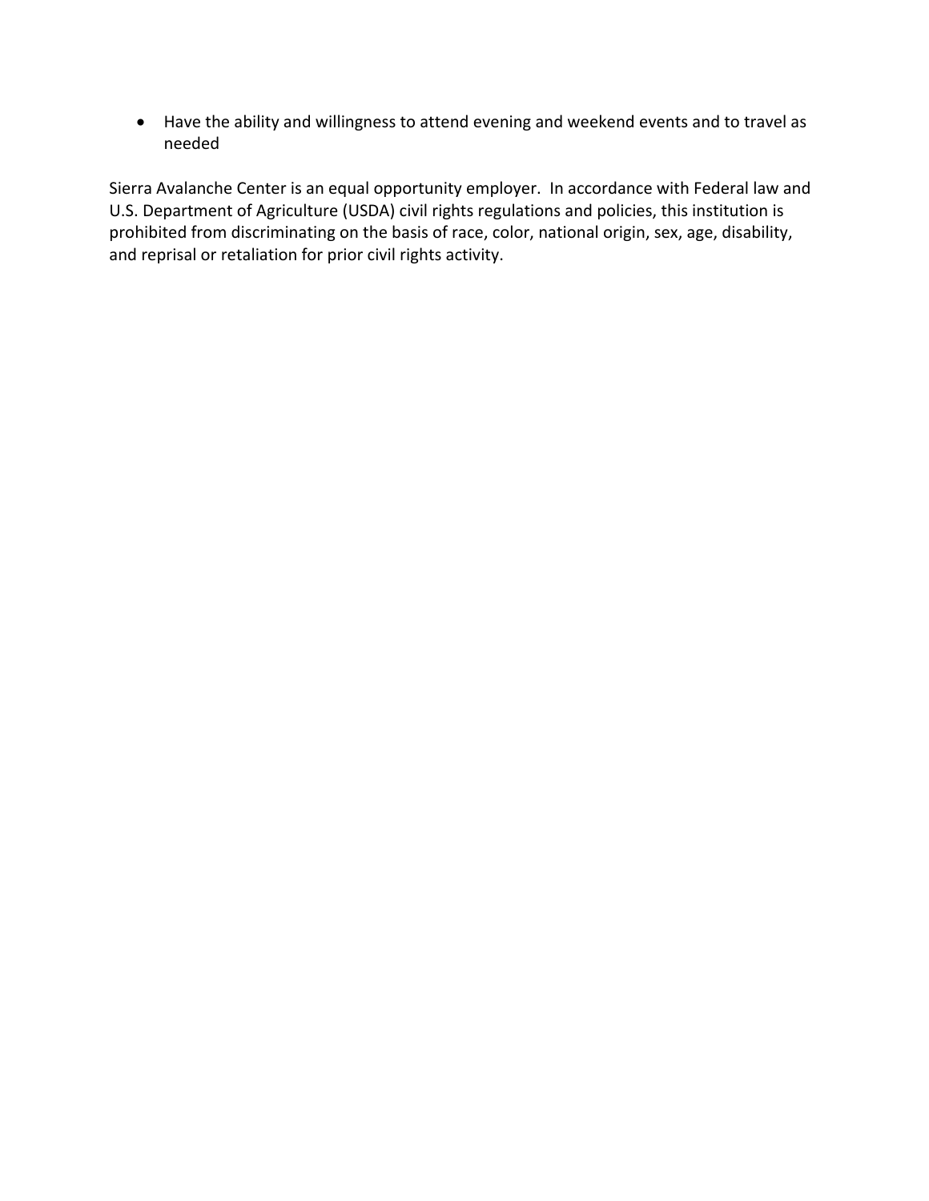- Have the ability and willingness to attend evening and weekend events and to travel as needed

Sierra Avalanche Center is an equal opportunity employer. In accordance with Federal law and U.S. Department of Agriculture (USDA) civil rights regulations and policies, this institution is prohibited from discriminating on the basis of race, color, national origin, sex, age, disability, and reprisal or retaliation for prior civil rights activity.